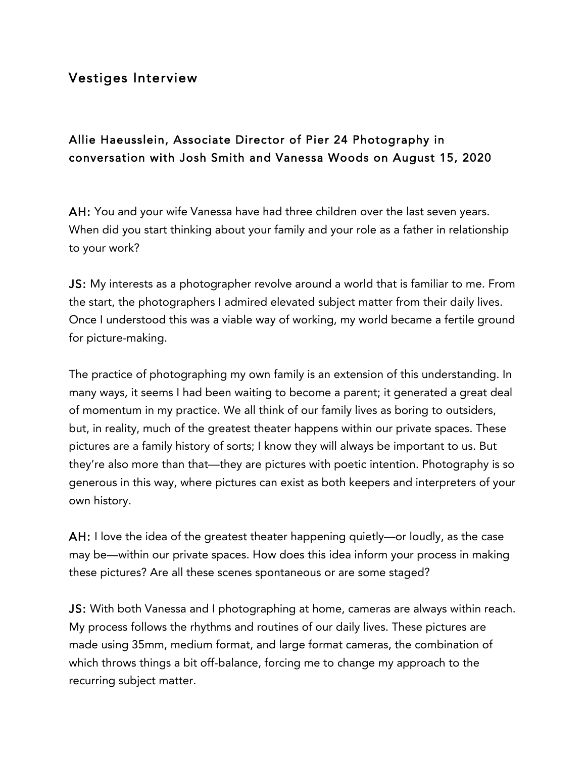# Vestiges Interview

## Allie Haeusslein, Associate Director of Pier 24 Photography in conversation with Josh Smith and Vanessa Woods on August 15, 2020

**AH:** You and your wife Vanessa have had three children over the last seven years. When did you start thinking about your family and your role as a father in relationship to your work?

**JS:** My interests as a photographer revolve around a world that is familiar to me. From the start, the photographers I admired elevated subject matter from their daily lives. Once I understood this was a viable way of working, my world became a fertile ground for picture-making.

The practice of photographing my own family is an extension of this understanding. In many ways, it seems I had been waiting to become a parent; it generated a great deal of momentum in my practice. We all think of our family lives as boring to outsiders, but, in reality, much of the greatest theater happens within our private spaces. These pictures are a family history of sorts; I know they will always be important to us. But they're also more than that—they are pictures with poetic intention. Photography is so generous in this way, where pictures can exist as both keepers and interpreters of your own history.

**AH:** I love the idea of the greatest theater happening quietly—or loudly, as the case may be—within our private spaces. How does this idea inform your process in making these pictures? Are all these scenes spontaneous or are some staged?

**JS:** With both Vanessa and I photographing at home, cameras are always within reach. My process follows the rhythms and routines of our daily lives. These pictures are made using 35mm, medium format, and large format cameras, the combination of which throws things a bit off-balance, forcing me to change my approach to the recurring subject matter.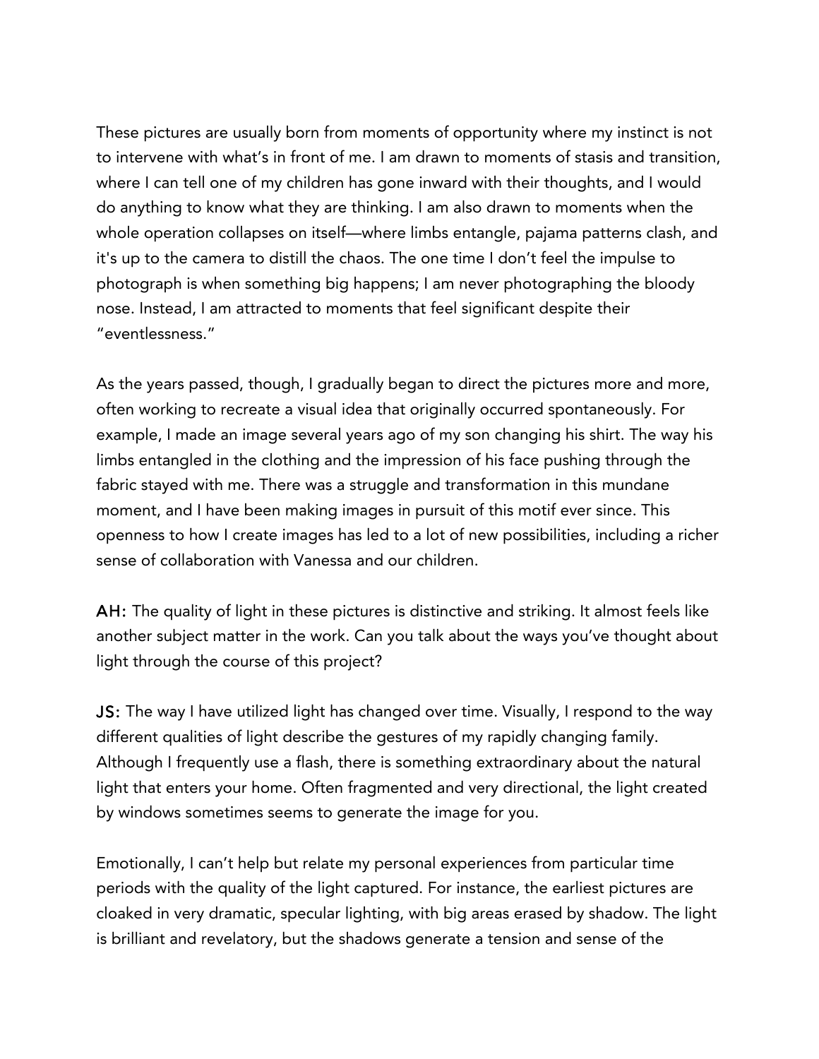These pictures are usually born from moments of opportunity where my instinct is not to intervene with what's in front of me. I am drawn to moments of stasis and transition, where I can tell one of my children has gone inward with their thoughts, and I would do anything to know what they are thinking. I am also drawn to moments when the whole operation collapses on itself—where limbs entangle, pajama patterns clash, and it's up to the camera to distill the chaos. The one time I don't feel the impulse to photograph is when something big happens; I am never photographing the bloody nose. Instead, I am attracted to moments that feel significant despite their "eventlessness."

As the years passed, though, I gradually began to direct the pictures more and more, often working to recreate a visual idea that originally occurred spontaneously. For example, I made an image several years ago of my son changing his shirt. The way his limbs entangled in the clothing and the impression of his face pushing through the fabric stayed with me. There was a struggle and transformation in this mundane moment, and I have been making images in pursuit of this motif ever since. This openness to how I create images has led to a lot of new possibilities, including a richer sense of collaboration with Vanessa and our children.

**AH:** The quality of light in these pictures is distinctive and striking. It almost feels like another subject matter in the work. Can you talk about the ways you've thought about light through the course of this project?

**JS:** The way I have utilized light has changed over time. Visually, I respond to the way different qualities of light describe the gestures of my rapidly changing family. Although I frequently use a flash, there is something extraordinary about the natural light that enters your home. Often fragmented and very directional, the light created by windows sometimes seems to generate the image for you.

Emotionally, I can't help but relate my personal experiences from particular time periods with the quality of the light captured. For instance, the earliest pictures are cloaked in very dramatic, specular lighting, with big areas erased by shadow. The light is brilliant and revelatory, but the shadows generate a tension and sense of the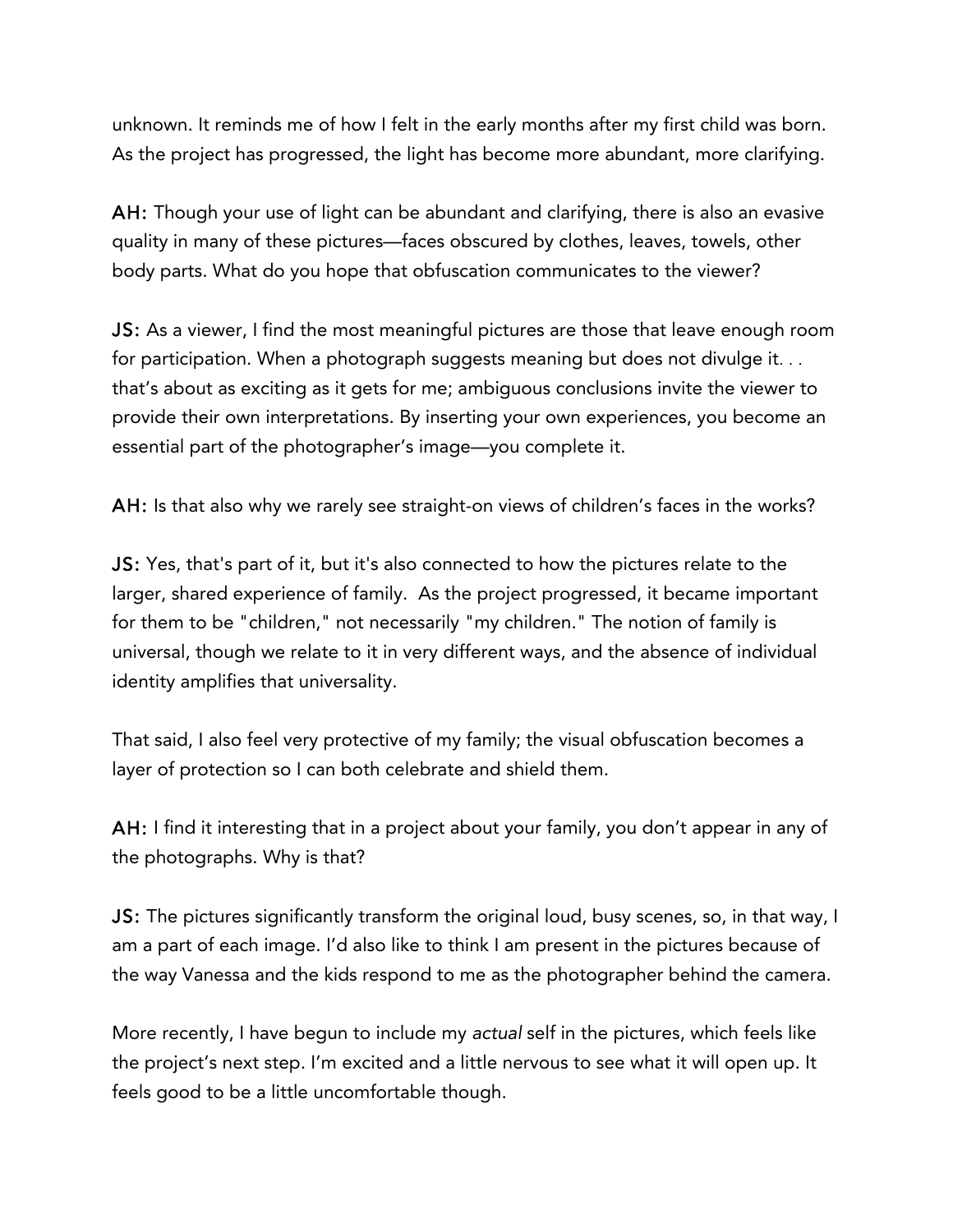unknown. It reminds me of how I felt in the early months after my first child was born. As the project has progressed, the light has become more abundant, more clarifying.

**AH:** Though your use of light can be abundant and clarifying, there is also an evasive quality in many of these pictures—faces obscured by clothes, leaves, towels, other body parts. What do you hope that obfuscation communicates to the viewer?

**JS:** As a viewer, I find the most meaningful pictures are those that leave enough room for participation. When a photograph suggests meaning but does not divulge it. . . that's about as exciting as it gets for me; ambiguous conclusions invite the viewer to provide their own interpretations. By inserting your own experiences, you become an essential part of the photographer's image—you complete it.

**AH:** Is that also why we rarely see straight-on views of children's faces in the works?

**JS:** Yes, that's part of it, but it's also connected to how the pictures relate to the larger, shared experience of family. As the project progressed, it became important for them to be "children," not necessarily "my children." The notion of family is universal, though we relate to it in very different ways, and the absence of individual identity amplifies that universality.

That said, I also feel very protective of my family; the visual obfuscation becomes a layer of protection so I can both celebrate and shield them.

**AH:** I find it interesting that in a project about your family, you don't appear in any of the photographs. Why is that?

**JS:** The pictures significantly transform the original loud, busy scenes, so, in that way, I am a part of each image. I'd also like to think I am present in the pictures because of the way Vanessa and the kids respond to me as the photographer behind the camera.

More recently, I have begun to include my *actual* self in the pictures, which feels like the project's next step. I'm excited and a little nervous to see what it will open up. It feels good to be a little uncomfortable though.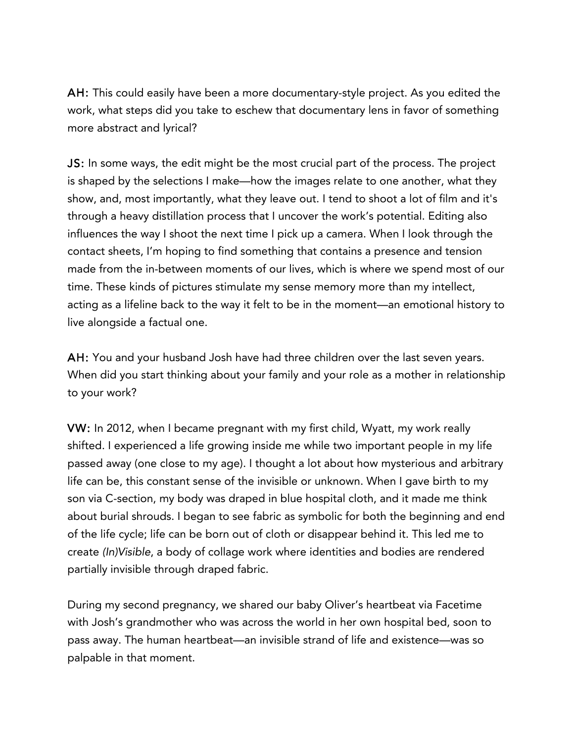**AH:** This could easily have been a more documentary-style project. As you edited the work, what steps did you take to eschew that documentary lens in favor of something more abstract and lyrical?

**JS:** In some ways, the edit might be the most crucial part of the process. The project is shaped by the selections I make—how the images relate to one another, what they show, and, most importantly, what they leave out. I tend to shoot a lot of film and it's through a heavy distillation process that I uncover the work's potential. Editing also influences the way I shoot the next time I pick up a camera. When I look through the contact sheets, I'm hoping to find something that contains a presence and tension made from the in-between moments of our lives, which is where we spend most of our time. These kinds of pictures stimulate my sense memory more than my intellect, acting as a lifeline back to the way it felt to be in the moment—an emotional history to live alongside a factual one.

**AH:** You and your husband Josh have had three children over the last seven years. When did you start thinking about your family and your role as a mother in relationship to your work?

**VW:** In 2012, when I became pregnant with my first child, Wyatt, my work really shifted. I experienced a life growing inside me while two important people in my life passed away (one close to my age). I thought a lot about how mysterious and arbitrary life can be, this constant sense of the invisible or unknown. When I gave birth to my son via C-section, my body was draped in blue hospital cloth, and it made me think about burial shrouds. I began to see fabric as symbolic for both the beginning and end of the life cycle; life can be born out of cloth or disappear behind it. This led me to create *(In)Visible*, a body of collage work where identities and bodies are rendered partially invisible through draped fabric.

During my second pregnancy, we shared our baby Oliver's heartbeat via Facetime with Josh's grandmother who was across the world in her own hospital bed, soon to pass away. The human heartbeat—an invisible strand of life and existence—was so palpable in that moment.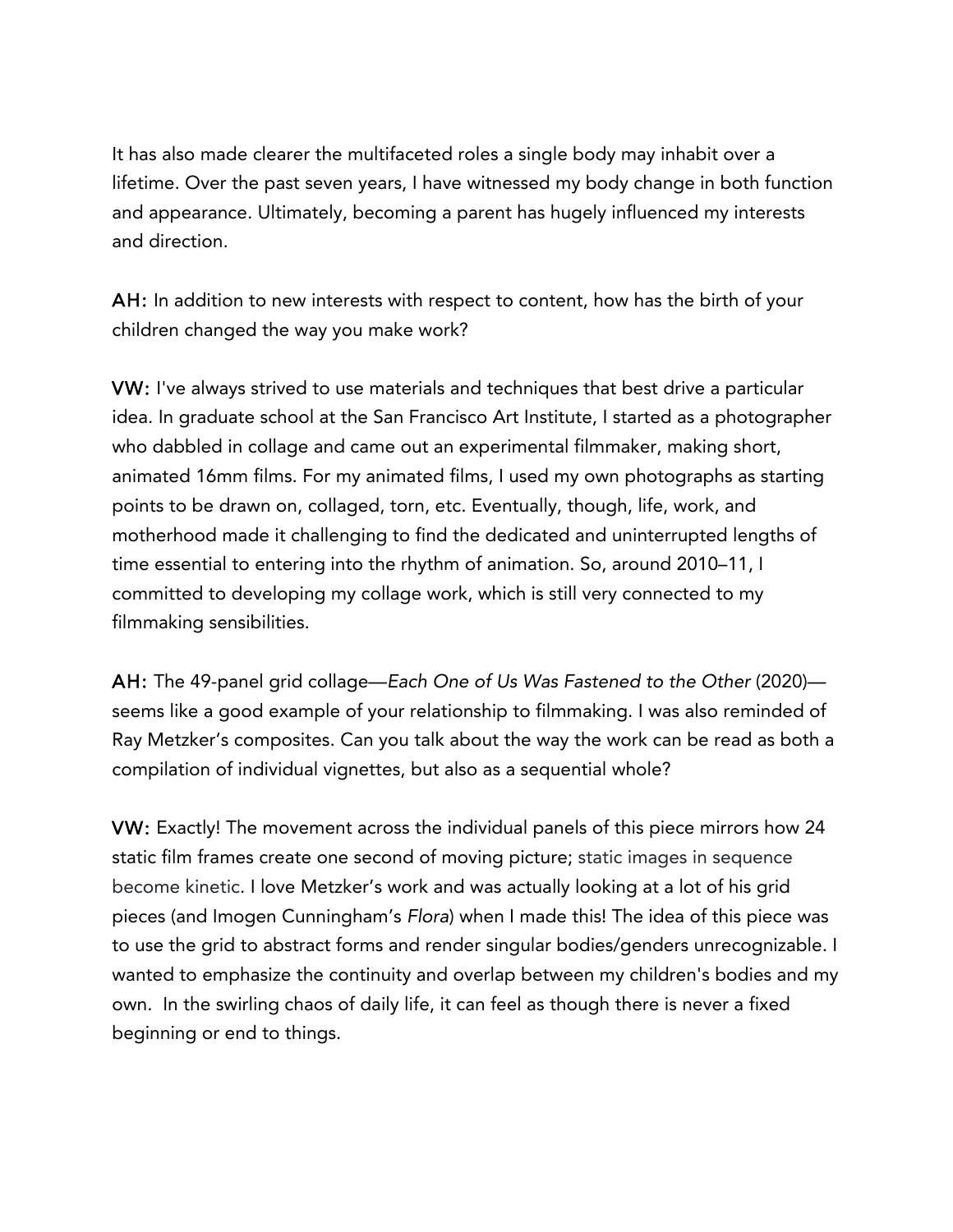It has also made clearer the multifaceted roles a single body may inhabit over a lifetime. Over the past seven years, I have witnessed my body change in both function and appearance. Ultimately, becoming a parent has hugely influenced my interests and direction.

**AH:** In addition to new interests with respect to content, how has the birth of your children changed the way you make work?

**VW:** I've always strived to use materials and techniques that best drive a particular idea. In graduate school at the San Francisco Art Institute, I started as a photographer who dabbled in collage and came out an experimental filmmaker, making short, animated 16mm films. For my animated films, I used my own photographs as starting points to be drawn on, collaged, torn, etc. Eventually, though, life, work, and motherhood made it challenging to find the dedicated and uninterrupted lengths of time essential to entering into the rhythm of animation. So, around 2010–11, I committed to developing my collage work, which is still very connected to my filmmaking sensibilities.

**AH:** The 49-panel grid collage—*Each One of Us Was Fastened to the Other* (2020)—seems like a good example of your relationship to filmmaking. I was also reminded of Ray Metzker's composites. Can you talk about the way the work can be read as both a compilation of individual vignettes, but also as a sequential whole?

**VW:** Exactly! The movement across the individual panels of this piece mirrors how 24 static film frames create one second of moving picture; static images in sequence become kinetic. I love Metzker's work and was actually looking at a lot of his grid pieces (and Imogen Cunningham's *Flora*) when I made this! The idea of this piece was to use the grid to abstract forms and render singular bodies/genders unrecognizable. I wanted to emphasize the continuity and overlap between my children's bodies and my own. In the swirling chaos of daily life, it can feel as though there is never a fixed beginning or end to things.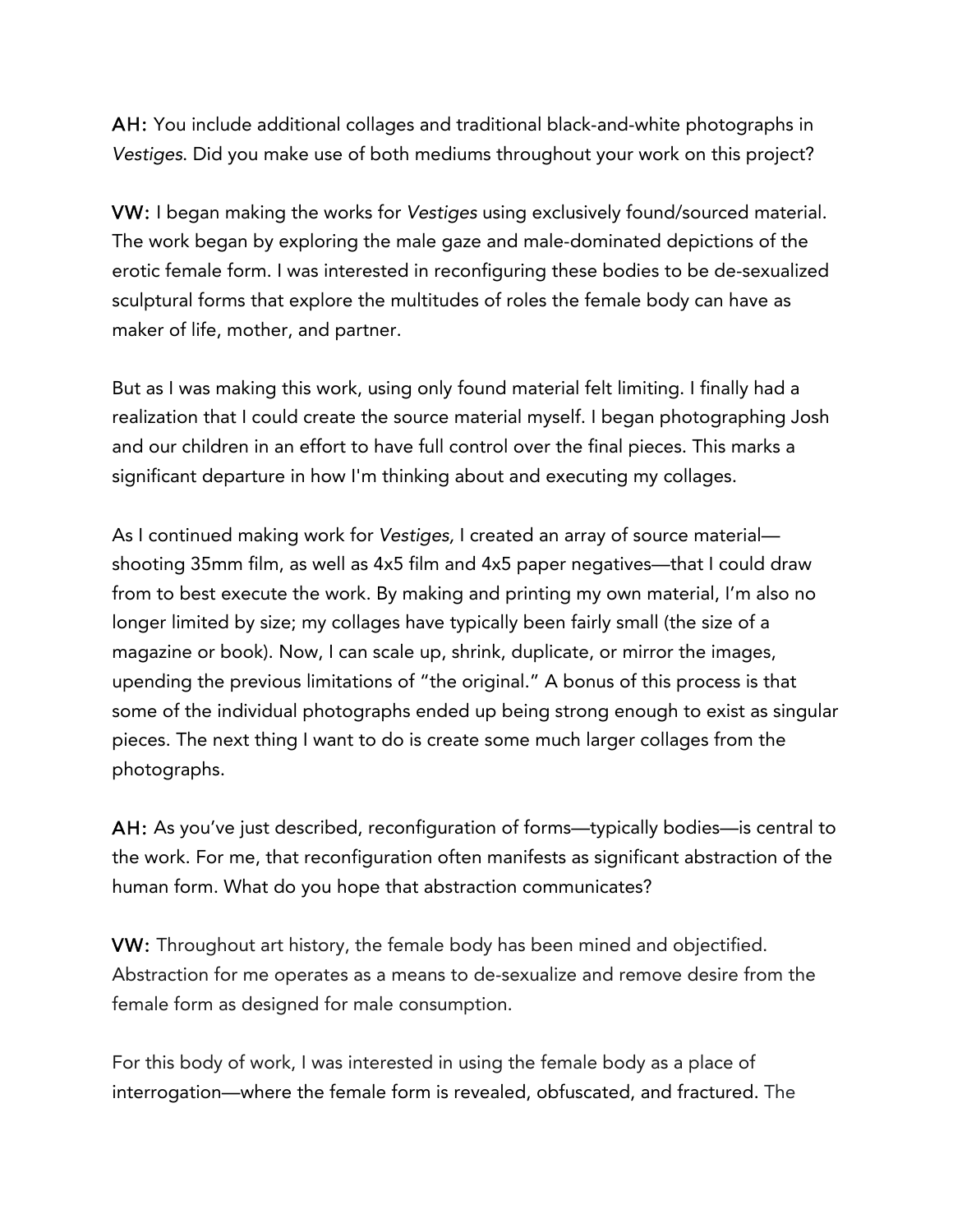**AH:** You include additional collages and traditional black-and-white photographs in *Vestiges*. Did you make use of both mediums throughout your work on this project?

**VW:** I began making the works for *Vestiges* using exclusively found/sourced material. The work began by exploring the male gaze and male-dominated depictions of the erotic female form. I was interested in reconfiguring these bodies to be de-sexualized sculptural forms that explore the multitudes of roles the female body can have as maker of life, mother, and partner.

But as I was making this work, using only found material felt limiting. I finally had a realization that I could create the source material myself. I began photographing Josh and our children in an effort to have full control over the final pieces. This marks a significant departure in how I'm thinking about and executing my collages.

As I continued making work for *Vestiges,* I created an array of source material—shooting 35mm film, as well as 4x5 film and 4x5 paper negatives—that I could draw from to best execute the work. By making and printing my own material, I'm also no longer limited by size; my collages have typically been fairly small (the size of a magazine or book). Now, I can scale up, shrink, duplicate, or mirror the images, upending the previous limitations of "the original." A bonus of this process is that some of the individual photographs ended up being strong enough to exist as singular pieces. The next thing I want to do is create some much larger collages from the photographs.

**AH:** As you've just described, reconfiguration of forms—typically bodies—is central to the work. For me, that reconfiguration often manifests as significant abstraction of the human form. What do you hope that abstraction communicates?

**VW:** Throughout art history, the female body has been mined and objectified. Abstraction for me operates as a means to de-sexualize and remove desire from the female form as designed for male consumption.

For this body of work, I was interested in using the female body as a place of interrogation—where the female form is revealed, obfuscated, and fractured. The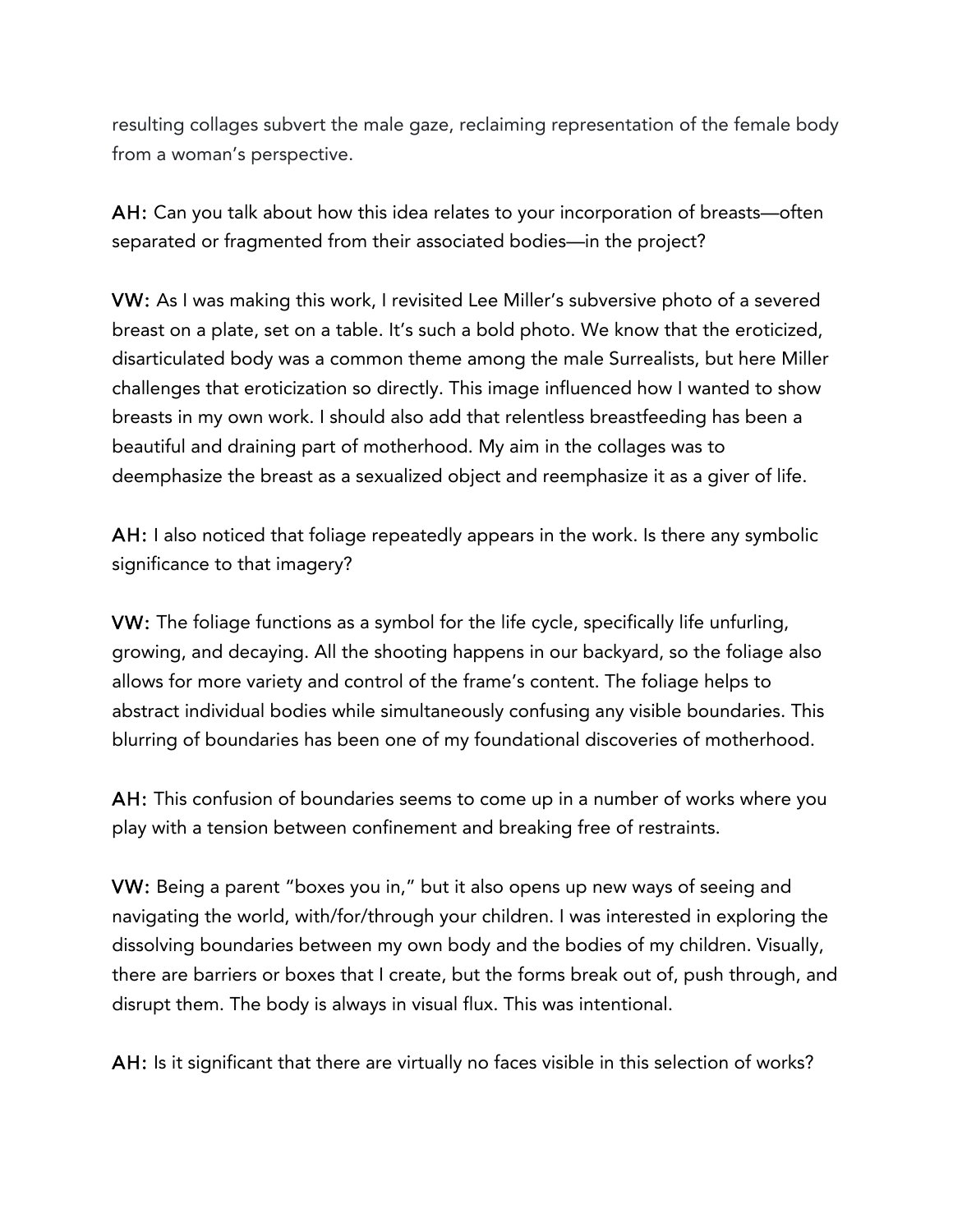resulting collages subvert the male gaze, reclaiming representation of the female body from a woman's perspective.

**AH:** Can you talk about how this idea relates to your incorporation of breasts—often separated or fragmented from their associated bodies—in the project?

**VW:** As I was making this work, I revisited Lee Miller's subversive photo of a severed breast on a plate, set on a table. It's such a bold photo. We know that the eroticized, disarticulated body was a common theme among the male Surrealists, but here Miller challenges that eroticization so directly. This image influenced how I wanted to show breasts in my own work. I should also add that relentless breastfeeding has been a beautiful and draining part of motherhood. My aim in the collages was to deemphasize the breast as a sexualized object and reemphasize it as a giver of life.

**AH:** I also noticed that foliage repeatedly appears in the work. Is there any symbolic significance to that imagery?

**VW:** The foliage functions as a symbol for the life cycle, specifically life unfurling, growing, and decaying. All the shooting happens in our backyard, so the foliage also allows for more variety and control of the frame's content. The foliage helps to abstract individual bodies while simultaneously confusing any visible boundaries. This blurring of boundaries has been one of my foundational discoveries of motherhood.

**AH:** This confusion of boundaries seems to come up in a number of works where you play with a tension between confinement and breaking free of restraints.

**VW:** Being a parent "boxes you in," but it also opens up new ways of seeing and navigating the world, with/for/through your children. I was interested in exploring the dissolving boundaries between my own body and the bodies of my children. Visually, there are barriers or boxes that I create, but the forms break out of, push through, and disrupt them. The body is always in visual flux. This was intentional.

**AH:** Is it significant that there are virtually no faces visible in this selection of works?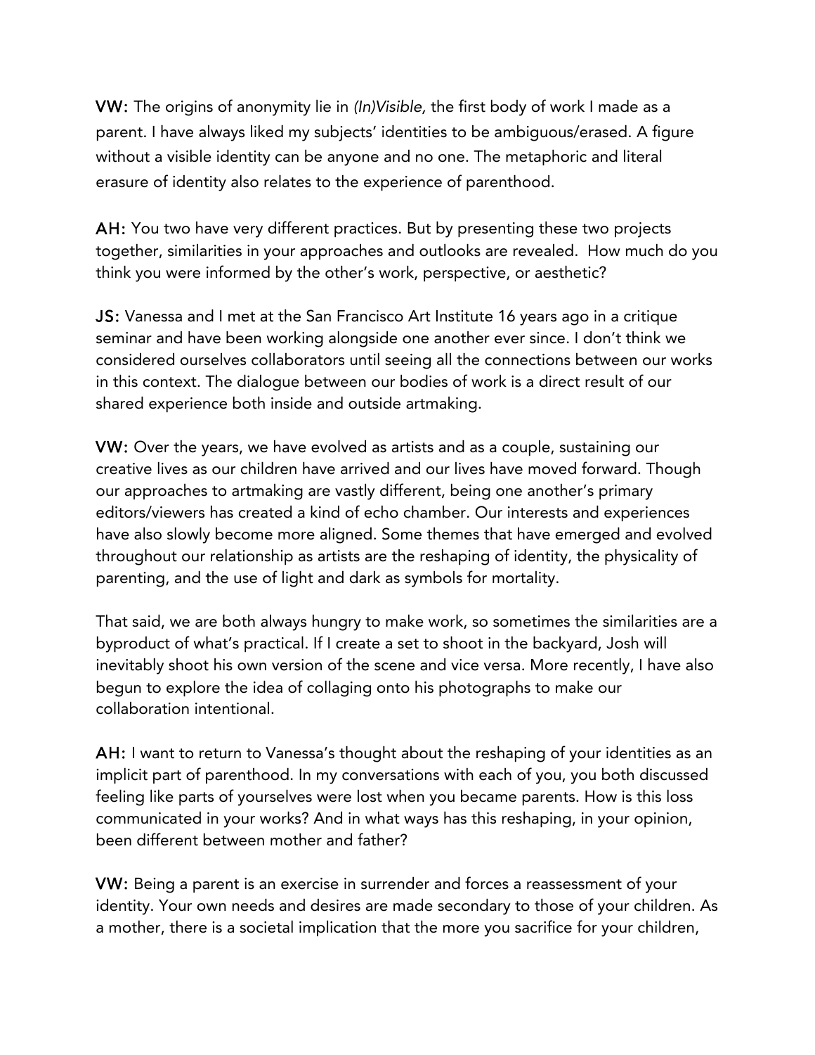**VW:** The origins of anonymity lie in *(In)Visible,* the first body of work I made as a parent. I have always liked my subjects' identities to be ambiguous/erased. A figure without a visible identity can be anyone and no one. The metaphoric and literal erasure of identity also relates to the experience of parenthood.

**AH:** You two have very different practices. But by presenting these two projects together, similarities in your approaches and outlooks are revealed. How much do you think you were informed by the other's work, perspective, or aesthetic?

**JS:** Vanessa and I met at the San Francisco Art Institute 16 years ago in a critique seminar and have been working alongside one another ever since. I don't think we considered ourselves collaborators until seeing all the connections between our works in this context. The dialogue between our bodies of work is a direct result of our shared experience both inside and outside artmaking.

**VW:** Over the years, we have evolved as artists and as a couple, sustaining our creative lives as our children have arrived and our lives have moved forward. Though our approaches to artmaking are vastly different, being one another's primary editors/viewers has created a kind of echo chamber. Our interests and experiences have also slowly become more aligned. Some themes that have emerged and evolved throughout our relationship as artists are the reshaping of identity, the physicality of parenting, and the use of light and dark as symbols for mortality.

That said, we are both always hungry to make work, so sometimes the similarities are a byproduct of what's practical. If I create a set to shoot in the backyard, Josh will inevitably shoot his own version of the scene and vice versa. More recently, I have also begun to explore the idea of collaging onto his photographs to make our collaboration intentional.

**AH:** I want to return to Vanessa's thought about the reshaping of your identities as an implicit part of parenthood. In my conversations with each of you, you both discussed feeling like parts of yourselves were lost when you became parents. How is this loss communicated in your works? And in what ways has this reshaping, in your opinion, been different between mother and father?

**VW:** Being a parent is an exercise in surrender and forces a reassessment of your identity. Your own needs and desires are made secondary to those of your children. As a mother, there is a societal implication that the more you sacrifice for your children,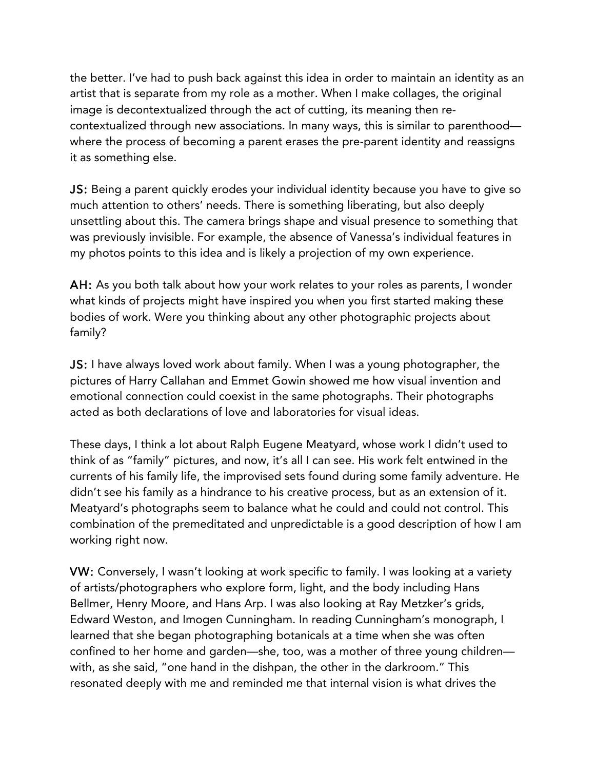the better. I've had to push back against this idea in order to maintain an identity as an artist that is separate from my role as a mother. When I make collages, the original image is decontextualized through the act of cutting, its meaning then re-contextualized through new associations. In many ways, this is similar to parenthood—where the process of becoming a parent erases the pre-parent identity and reassigns it as something else.

**JS:** Being a parent quickly erodes your individual identity because you have to give so much attention to others' needs. There is something liberating, but also deeply unsettling about this. The camera brings shape and visual presence to something that was previously invisible. For example, the absence of Vanessa's individual features in my photos points to this idea and is likely a projection of my own experience.

**AH:** As you both talk about how your work relates to your roles as parents, I wonder what kinds of projects might have inspired you when you first started making these bodies of work. Were you thinking about any other photographic projects about family?

**JS:** I have always loved work about family. When I was a young photographer, the pictures of Harry Callahan and Emmet Gowin showed me how visual invention and emotional connection could coexist in the same photographs. Their photographs acted as both declarations of love and laboratories for visual ideas.

These days, I think a lot about Ralph Eugene Meatyard, whose work I didn't used to think of as "family" pictures, and now, it's all I can see. His work felt entwined in the currents of his family life, the improvised sets found during some family adventure. He didn't see his family as a hindrance to his creative process, but as an extension of it. Meatyard's photographs seem to balance what he could and could not control. This combination of the premeditated and unpredictable is a good description of how I am working right now.

**VW:** Conversely, I wasn't looking at work specific to family. I was looking at a variety of artists/photographers who explore form, light, and the body including Hans Bellmer, Henry Moore, and Hans Arp. I was also looking at Ray Metzker's grids, Edward Weston, and Imogen Cunningham. In reading Cunningham's monograph, I learned that she began photographing botanicals at a time when she was often confined to her home and garden—she, too, was a mother of three young children—with, as she said, "one hand in the dishpan, the other in the darkroom." This resonated deeply with me and reminded me that internal vision is what drives the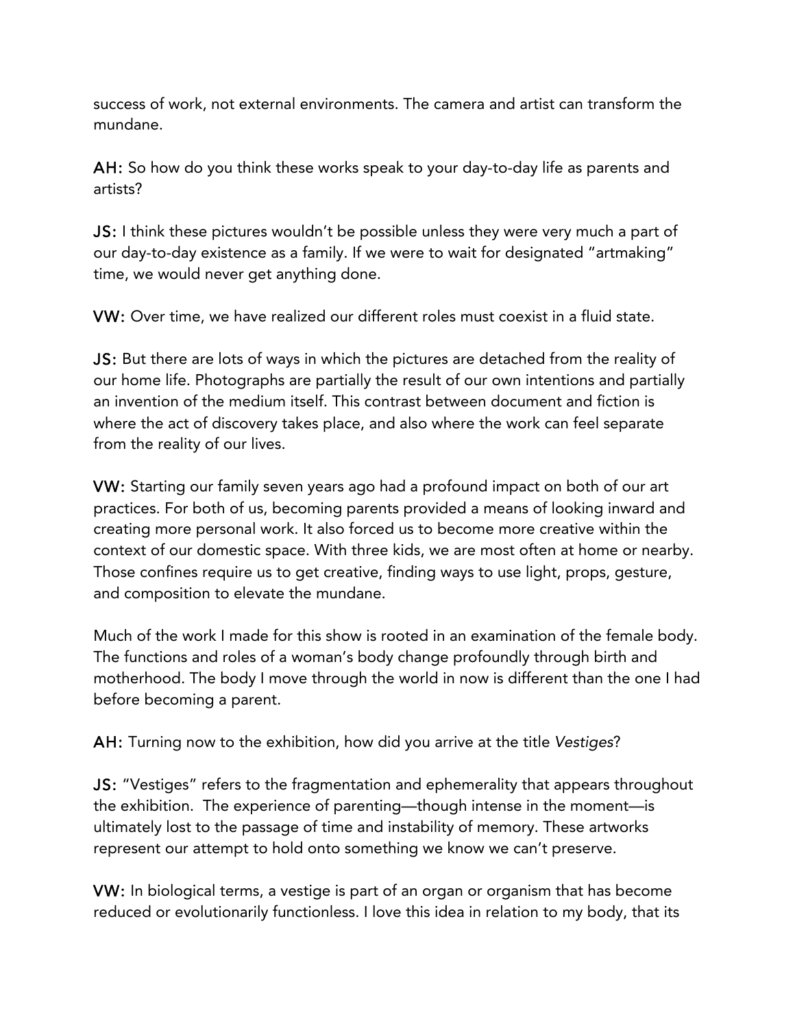success of work, not external environments. The camera and artist can transform the mundane.

**AH:** So how do you think these works speak to your day-to-day life as parents and artists?

**JS:** I think these pictures wouldn't be possible unless they were very much a part of our day-to-day existence as a family. If we were to wait for designated "artmaking" time, we would never get anything done.

**VW:** Over time, we have realized our different roles must coexist in a fluid state.

**JS:** But there are lots of ways in which the pictures are detached from the reality of our home life. Photographs are partially the result of our own intentions and partially an invention of the medium itself. This contrast between document and fiction is where the act of discovery takes place, and also where the work can feel separate from the reality of our lives.

**VW:** Starting our family seven years ago had a profound impact on both of our art practices. For both of us, becoming parents provided a means of looking inward and creating more personal work. It also forced us to become more creative within the context of our domestic space. With three kids, we are most often at home or nearby. Those confines require us to get creative, finding ways to use light, props, gesture, and composition to elevate the mundane.

Much of the work I made for this show is rooted in an examination of the female body. The functions and roles of a woman's body change profoundly through birth and motherhood. The body I move through the world in now is different than the one I had before becoming a parent.

**AH:** Turning now to the exhibition, how did you arrive at the title *Vestiges*?

**JS:** "Vestiges" refers to the fragmentation and ephemerality that appears throughout the exhibition. The experience of parenting—though intense in the moment—is ultimately lost to the passage of time and instability of memory. These artworks represent our attempt to hold onto something we know we can't preserve.

**VW:** In biological terms, a vestige is part of an organ or organism that has become reduced or evolutionarily functionless. I love this idea in relation to my body, that its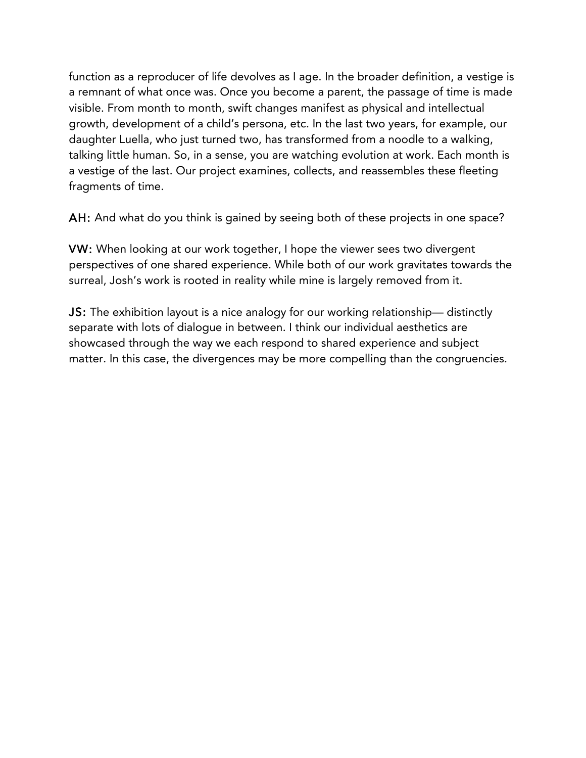function as a reproducer of life devolves as I age. In the broader definition, a vestige is a remnant of what once was. Once you become a parent, the passage of time is made visible. From month to month, swift changes manifest as physical and intellectual growth, development of a child's persona, etc. In the last two years, for example, our daughter Luella, who just turned two, has transformed from a noodle to a walking, talking little human. So, in a sense, you are watching evolution at work. Each month is a vestige of the last. Our project examines, collects, and reassembles these fleeting fragments of time.

AH: And what do you think is gained by seeing both of these projects in one space?

VW: When looking at our work together, I hope the viewer sees two divergent perspectives of one shared experience. While both of our work gravitates towards the surreal, Josh's work is rooted in reality while mine is largely removed from it.

JS: The exhibition layout is a nice analogy for our working relationship— distinctly separate with lots of dialogue in between. I think our individual aesthetics are showcased through the way we each respond to shared experience and subject matter. In this case, the divergences may be more compelling than the congruencies.